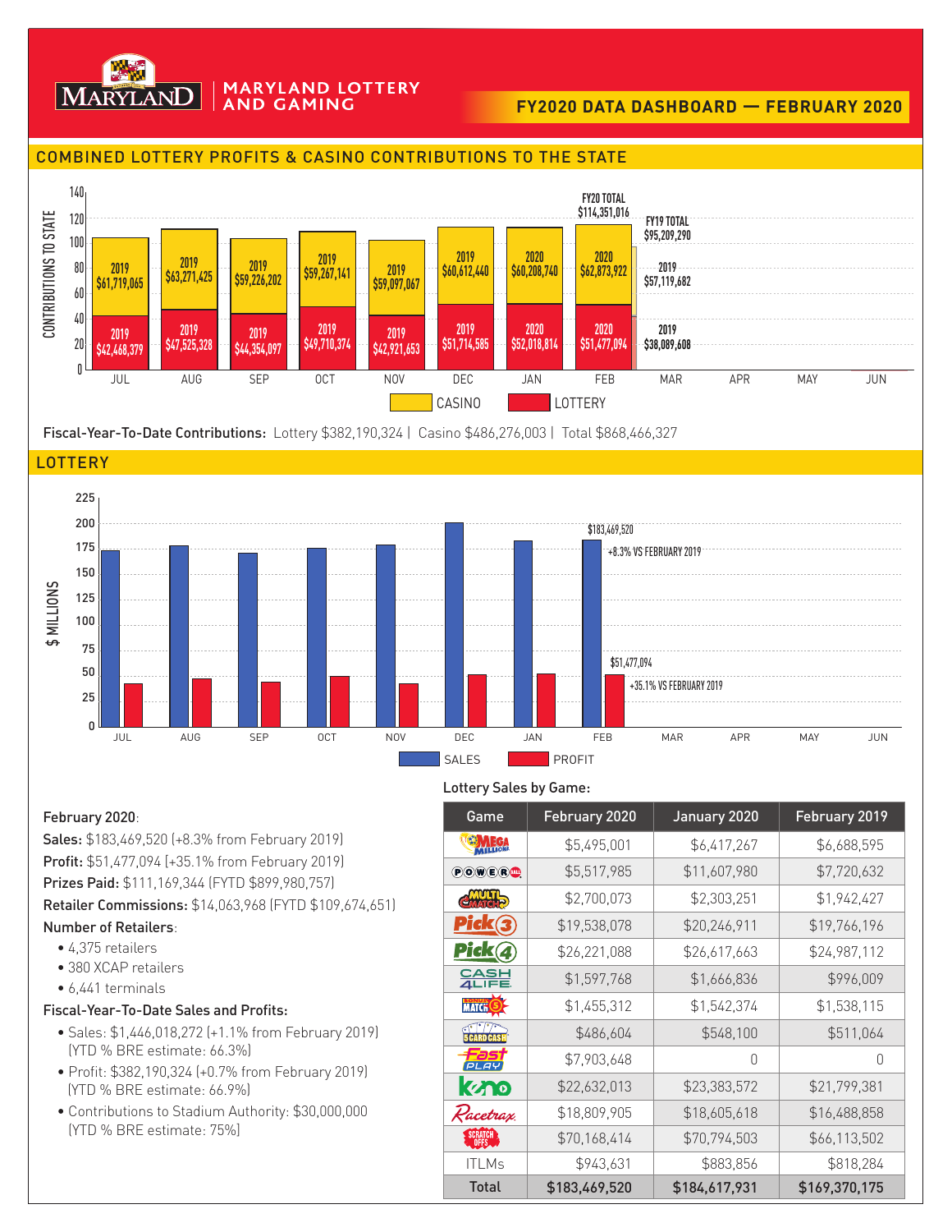# MARYLAND LOTTERY AND GAMING

## FY2020 DATA DASHBOARD — FEBRUARY 2020

## COMBINED LOTTERY PROFITS & CASINO CONTRIBUTIONS TO THE STATE

| Month | Casino | Lottery |
|---|---|---|
| JUL | 2019 $61,719,065 | 2019 $42,468,379 |
| AUG | 2019 $63,271,425 | 2019 $47,525,328 |
| SEP | 2019 $59,226,202 | 2019 $44,354,097 |
| OCT | 2019 $59,267,141 | 2019 $49,710,374 |
| NOV | 2019 $59,097,067 | 2019 $42,921,653 |
| DEC | 2019 $60,612,440 | 2019 $51,714,585 |
| JAN | 2020 $60,208,740 | 2020 $52,018,814 |
| FEB | 2020 $62,873,922 | 2020 $51,477,094 |

FEB: FY20 TOTAL $114,351,016; FY19 TOTAL $95,209,290 (2019 Casino $57,119,682; 2019 Lottery $38,089,608)

**Fiscal-Year-To-Date Contributions:** Lottery $382,190,324 | Casino $486,276,003 | Total $868,466,327

## LOTTERY

FEB Sales: $183,469,520 (+8.3% VS FEBRUARY 2019)
FEB Profit: $51,477,094 (+35.1% VS FEBRUARY 2019)

**February 2020**:

**Sales:** $183,469,520 (+8.3% from February 2019)

**Profit:** $51,477,094 (+35.1% from February 2019)

**Prizes Paid:** $111,169,344 (FYTD $899,980,757)

**Retailer Commissions:** $14,063,968 (FYTD $109,674,651)

**Number of Retailers**:

- 4,375 retailers
- 380 XCAP retailers
- 6,441 terminals

**Fiscal-Year-To-Date Sales and Profits:**

- Sales: $1,446,018,272 (+1.1% from February 2019) (YTD % BRE estimate: 66.3%)
- Profit: $382,190,324 (+0.7% from February 2019) (YTD % BRE estimate: 66.9%)
- Contributions to Stadium Authority: $30,000,000 (YTD % BRE estimate: 75%)

**Lottery Sales by Game:**

| Game | February 2020 | January 2020 | February 2019 |
|---|---|---|---|
| Mega Millions | $5,495,001 | $6,417,267 | $6,688,595 |
| Powerball | $5,517,985 | $11,607,980 | $7,720,632 |
| Multi-Match | $2,700,073 | $2,303,251 | $1,942,427 |
| Pick 3 | $19,538,078 | $20,246,911 | $19,766,196 |
| Pick 4 | $26,221,088 | $26,617,663 | $24,987,112 |
| Cash4Life | $1,597,768 | $1,666,836 | $996,009 |
| Bonus Match 5 | $1,455,312 | $1,542,374 | $1,538,115 |
| 5 Card Cash | $486,604 | $548,100 | $511,064 |
| Fast Play | $7,903,648 | 0 | 0 |
| Keno | $22,632,013 | $23,383,572 | $21,799,381 |
| Racetrax | $18,809,905 | $18,605,618 | $16,488,858 |
| Scratch-Offs | $70,168,414 | $70,794,503 | $66,113,502 |
| ITLMs | $943,631 | $883,856 | $818,284 |
| **Total** | **$183,469,520** | **$184,617,931** | **$169,370,175** |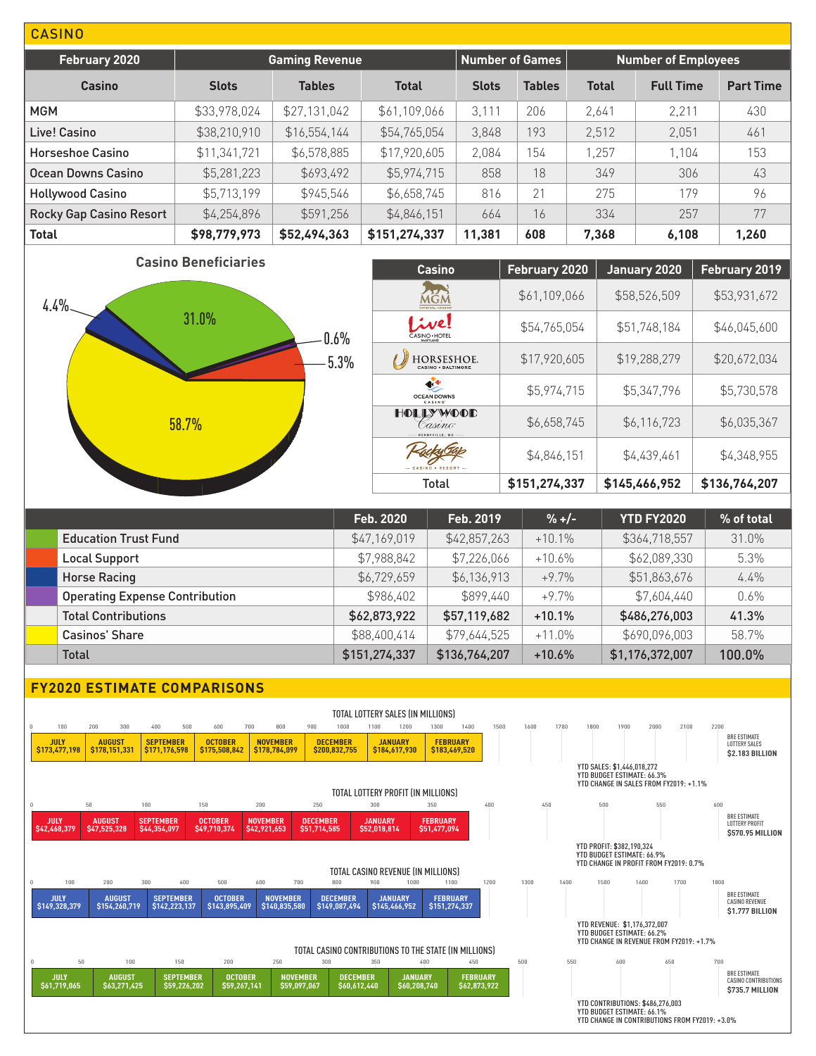## CASINO

| February 2020 | Gaming Revenue | | | Number of Games | | Number of Employees | | |
|---|---|---|---|---|---|---|---|---|
| Casino | Slots | Tables | Total | Slots | Tables | Total | Full Time | Part Time |
| MGM | $33,978,024 | $27,131,042 | $61,109,066 | 3,111 | 206 | 2,641 | 2,211 | 430 |
| Live! Casino | $38,210,910 | $16,554,144 | $54,765,054 | 3,848 | 193 | 2,512 | 2,051 | 461 |
| Horseshoe Casino | $11,341,721 | $6,578,885 | $17,920,605 | 2,084 | 154 | 1,257 | 1,104 | 153 |
| Ocean Downs Casino | $5,281,223 | $693,492 | $5,974,715 | 858 | 18 | 349 | 306 | 43 |
| Hollywood Casino | $5,713,199 | $945,546 | $6,658,745 | 816 | 21 | 275 | 179 | 96 |
| Rocky Gap Casino Resort | $4,254,896 | $591,256 | $4,846,151 | 664 | 16 | 334 | 257 | 77 |
| **Total** | **$98,779,973** | **$52,494,363** | **$151,274,337** | **11,381** | **608** | **7,368** | **6,108** | **1,260** |

### Casino Beneficiaries

4.4%
31.0%
0.6%
5.3%
58.7%

| Casino | February 2020 | January 2020 | February 2019 |
|---|---|---|---|
| MGM | $61,109,066 | $58,526,509 | $53,931,672 |
| Live! Casino • Hotel | $54,765,054 | $51,748,184 | $46,045,600 |
| Horseshoe Casino • Baltimore | $17,920,605 | $19,288,279 | $20,672,034 |
| Ocean Downs Casino | $5,974,715 | $5,347,796 | $5,730,578 |
| Hollywood Casino Perryville, MD | $6,658,745 | $6,116,723 | $6,035,367 |
| Rocky Gap Casino • Resort | $4,846,151 | $4,439,461 | $4,348,955 |
| Total | **$151,274,337** | **$145,466,952** | **$136,764,207** |

| | Feb. 2020 | Feb. 2019 | % +/- | YTD FY2020 | % of total |
|---|---|---|---|---|---|
| Education Trust Fund | $47,169,019 | $42,857,263 | +10.1% | $364,718,557 | 31.0% |
| Local Support | $7,988,842 | $7,226,066 | +10.6% | $62,089,330 | 5.3% |
| Horse Racing | $6,729,659 | $6,136,913 | +9.7% | $51,863,676 | 4.4% |
| Operating Expense Contribution | $986,402 | $899,440 | +9.7% | $7,604,440 | 0.6% |
| **Total Contributions** | **$62,873,922** | **$57,119,682** | **+10.1%** | **$486,276,003** | **41.3%** |
| Casinos' Share | $88,400,414 | $79,644,525 | +11.0% | $690,096,003 | 58.7% |
| **Total** | **$151,274,337** | **$136,764,207** | **+10.6%** | **$1,176,372,007** | **100.0%** |

## FY2020 ESTIMATE COMPARISONS

TOTAL LOTTERY SALES (IN MILLIONS)

JULY $173,477,198
AUGUST $178,151,331
SEPTEMBER $171,176,598
OCTOBER $175,508,842
NOVEMBER $178,784,099
DECEMBER $200,832,755
JANUARY $184,617,930
FEBRUARY $183,469,520

BRE ESTIMATE LOTTERY SALES **$2.183 BILLION**

YTD SALES: $1,446,018,272
YTD BUDGET ESTIMATE: 66.3%
YTD CHANGE IN SALES FROM FY2019: +1.1%

TOTAL LOTTERY PROFIT (IN MILLIONS)

JULY $42,468,379
AUGUST $47,525,328
SEPTEMBER $44,354,097
OCTOBER $49,710,374
NOVEMBER $42,921,653
DECEMBER $51,714,585
JANUARY $52,018,814
FEBRUARY $51,477,094

BRE ESTIMATE LOTTERY PROFIT **$570.95 MILLION**

YTD PROFIT: $382,190,324
YTD BUDGET ESTIMATE: 66.9%
YTD CHANGE IN PROFIT FROM FY2019: 0.7%

TOTAL CASINO REVENUE (IN MILLIONS)

JULY $149,328,379
AUGUST $154,260,719
SEPTEMBER $142,223,137
OCTOBER $143,895,409
NOVEMBER $140,835,580
DECEMBER $149,087,494
JANUARY $145,466,952
FEBRUARY $151,274,337

BRE ESTIMATE CASINO REVENUE **$1.777 BILLION**

YTD REVENUE: $1,176,372,007
YTD BUDGET ESTIMATE: 66.2%
YTD CHANGE IN REVENUE FROM FY2019: +1.7%

TOTAL CASINO CONTRIBUTIONS TO THE STATE (IN MILLIONS)

JULY $61,719,065
AUGUST $63,271,425
SEPTEMBER $59,226,202
OCTOBER $59,267,141
NOVEMBER $59,097,067
DECEMBER $60,612,440
JANUARY $60,208,740
FEBRUARY $62,873,922

BRE ESTIMATE CASINO CONTRIBUTIONS **$735.7 MILLION**

YTD CONTRIBUTIONS: $486,276,003
YTD BUDGET ESTIMATE: 66.1%
YTD CHANGE IN CONTRIBUTIONS FROM FY2019: +3.0%